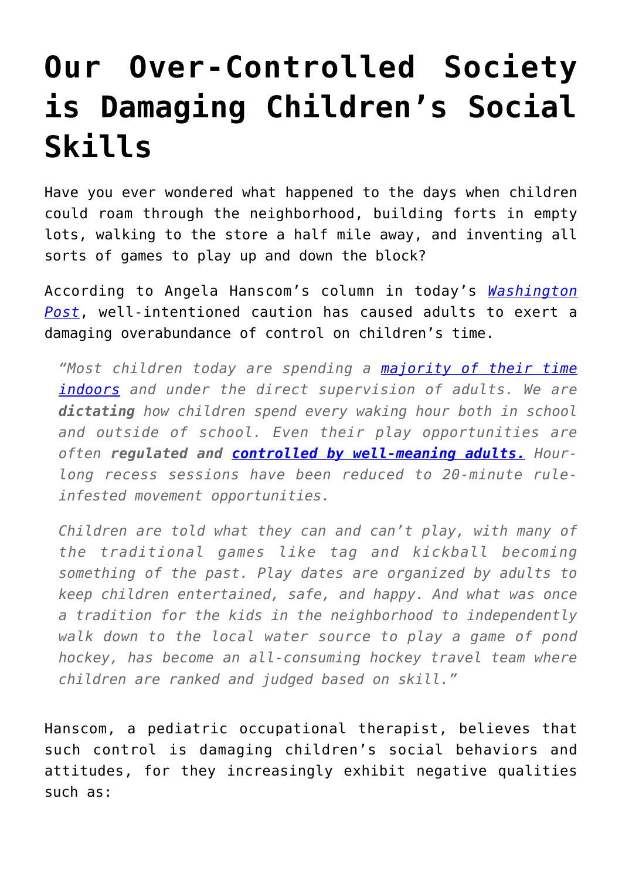# Our Over-Controlled Society is Damaging Children's Social Skills

Have you ever wondered what happened to the days when children could roam through the neighborhood, building forts in empty lots, walking to the store a half mile away, and inventing all sorts of games to play up and down the block?

According to Angela Hanscom's column in today's *Washington Post*, well-intentioned caution has caused adults to exert a damaging overabundance of control on children's time.

> *"Most children today are spending a majority of their time indoors and under the direct supervision of adults. We are **dictating** how children spend every waking hour both in school and outside of school. Even their play opportunities are often **regulated and controlled by well-meaning adults.** Hour-long recess sessions have been reduced to 20-minute rule-infested movement opportunities.*
>
> *Children are told what they can and can't play, with many of the traditional games like tag and kickball becoming something of the past. Play dates are organized by adults to keep children entertained, safe, and happy. And what was once a tradition for the kids in the neighborhood to independently walk down to the local water source to play a game of pond hockey, has become an all-consuming hockey travel team where children are ranked and judged based on skill."*

Hanscom, a pediatric occupational therapist, believes that such control is damaging children's social behaviors and attitudes, for they increasingly exhibit negative qualities such as: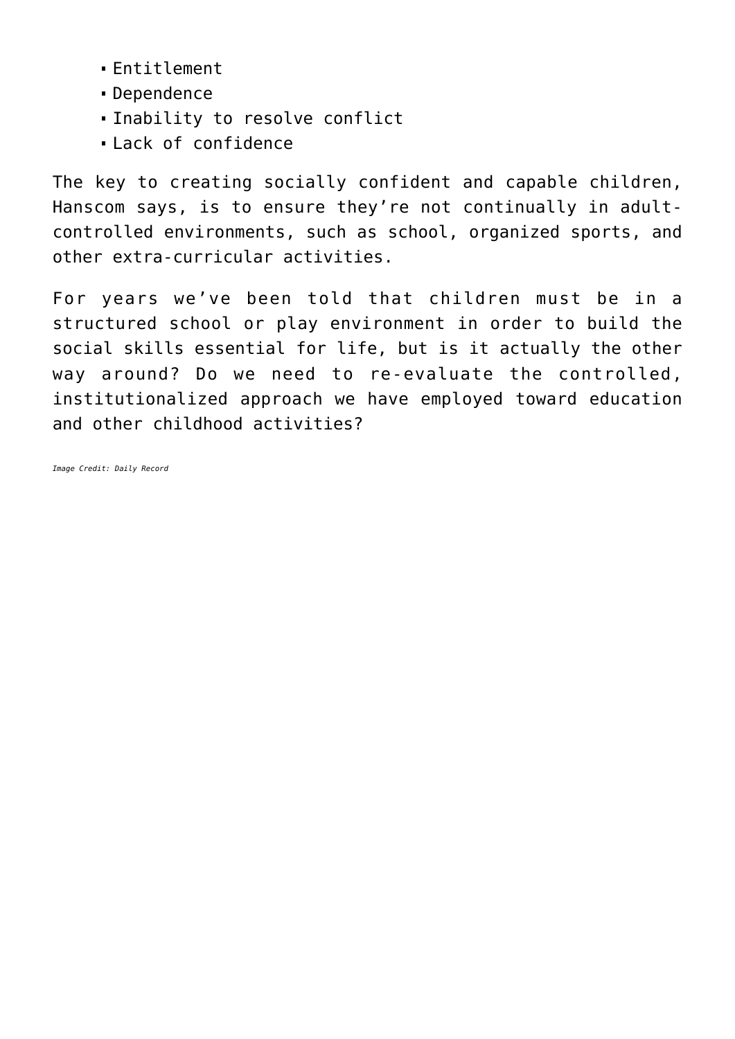- Entitlement
- Dependence
- Inability to resolve conflict
- Lack of confidence

The key to creating socially confident and capable children, Hanscom says, is to ensure they're not continually in adult-controlled environments, such as school, organized sports, and other extra-curricular activities.

For years we've been told that children must be in a structured school or play environment in order to build the social skills essential for life, but is it actually the other way around? Do we need to re-evaluate the controlled, institutionalized approach we have employed toward education and other childhood activities?

*Image Credit: Daily Record*